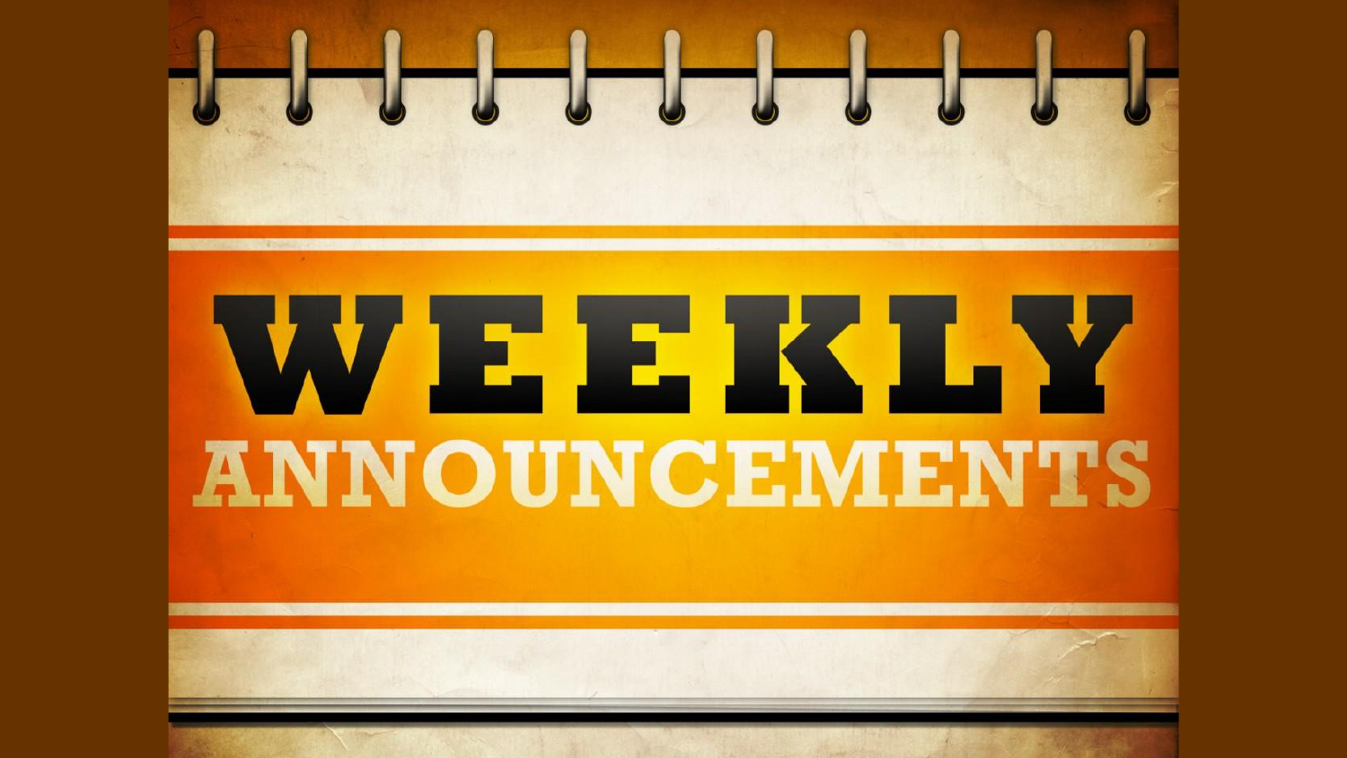# WEEKLY ANNOUNCEMENTS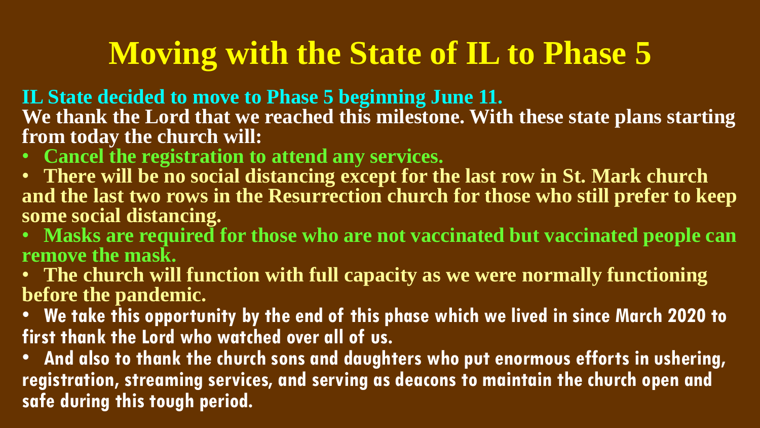# Moving with the State of IL to Phase 5

**IL State decided to move to Phase 5 beginning June 11.**

**We thank the Lord that we reached this milestone. With these state plans starting from today the church will:**

- **Cancel the registration to attend any services.**
- **There will be no social distancing except for the last row in St. Mark church and the last two rows in the Resurrection church for those who still prefer to keep some social distancing.**
- **Masks are required for those who are not vaccinated but vaccinated people can remove the mask.**
- **The church will function with full capacity as we were normally functioning before the pandemic.**
- **We take this opportunity by the end of this phase which we lived in since March 2020 to first thank the Lord who watched over all of us.**
- **And also to thank the church sons and daughters who put enormous efforts in ushering, registration, streaming services, and serving as deacons to maintain the church open and safe during this tough period.**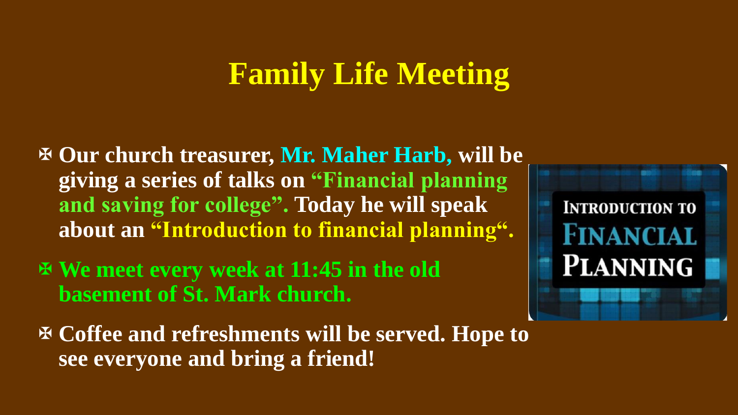# Family Life Meeting

- Our church treasurer, Mr. Maher Harb, will be giving a series of talks on "Financial planning and saving for college". Today he will speak about an "Introduction to financial planning".
- We meet every week at 11:45 in the old basement of St. Mark church.
- Coffee and refreshments will be served. Hope to see everyone and bring a friend!

INTRODUCTION TO FINANCIAL PLANNING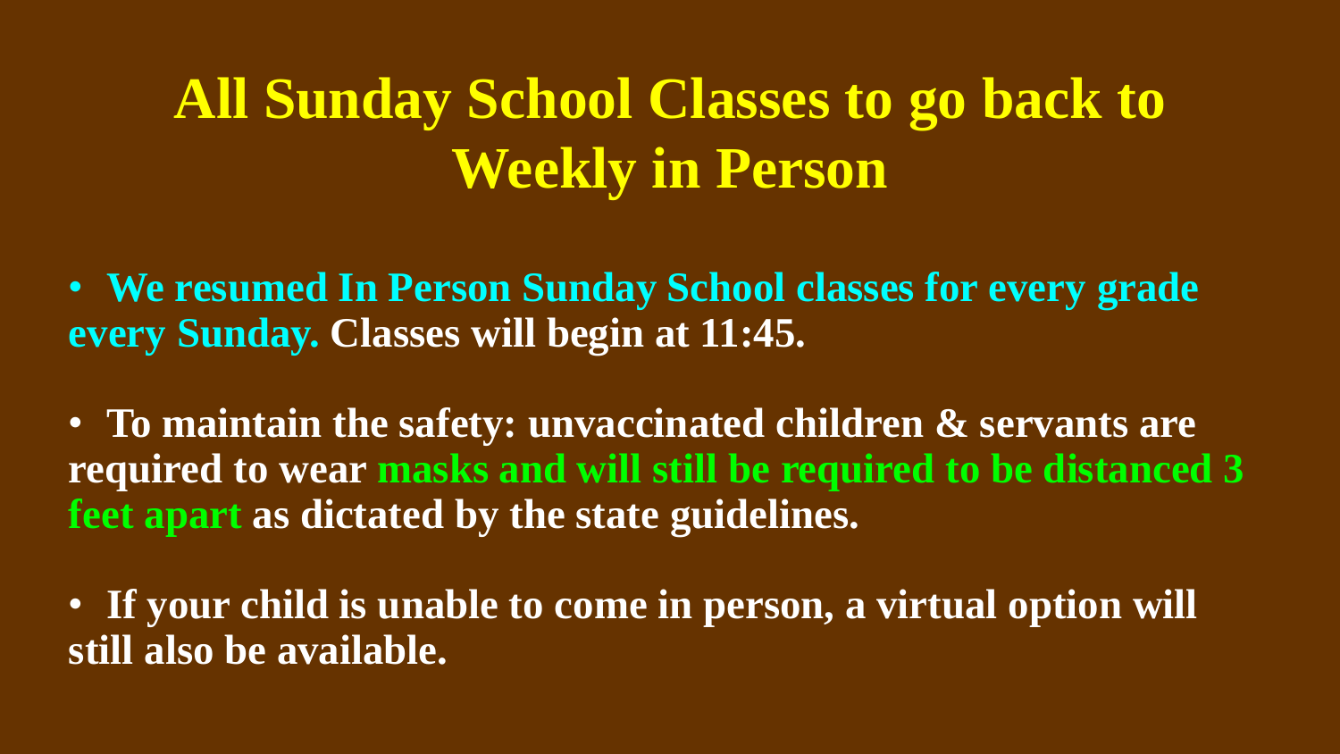# All Sunday School Classes to go back to Weekly in Person

- **We resumed In Person Sunday School classes for every grade every Sunday. Classes will begin at 11:45.**

- **To maintain the safety: unvaccinated children & servants are required to wear masks and will still be required to be distanced 3 feet apart as dictated by the state guidelines.**

- **If your child is unable to come in person, a virtual option will still also be available.**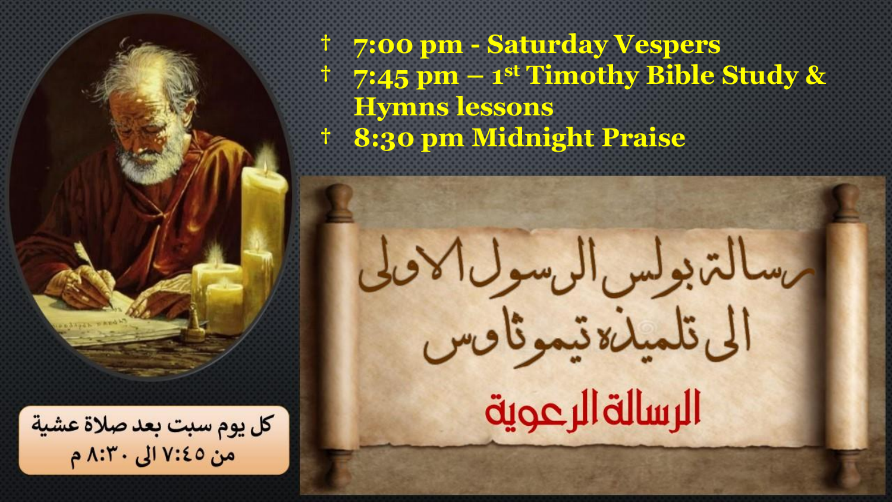- † 7:00 pm - Saturday Vespers
- † 7:45 pm – 1st Timothy Bible Study & Hymns lessons
- † 8:30 pm Midnight Praise

رسالة بولس الرسول الاولى
الى تلميذه تيموثاوس

الرسالة الرعوية

كل يوم سبت بعد صلاة عشية
من ٧:٤٥ الى ٨:٣٠ م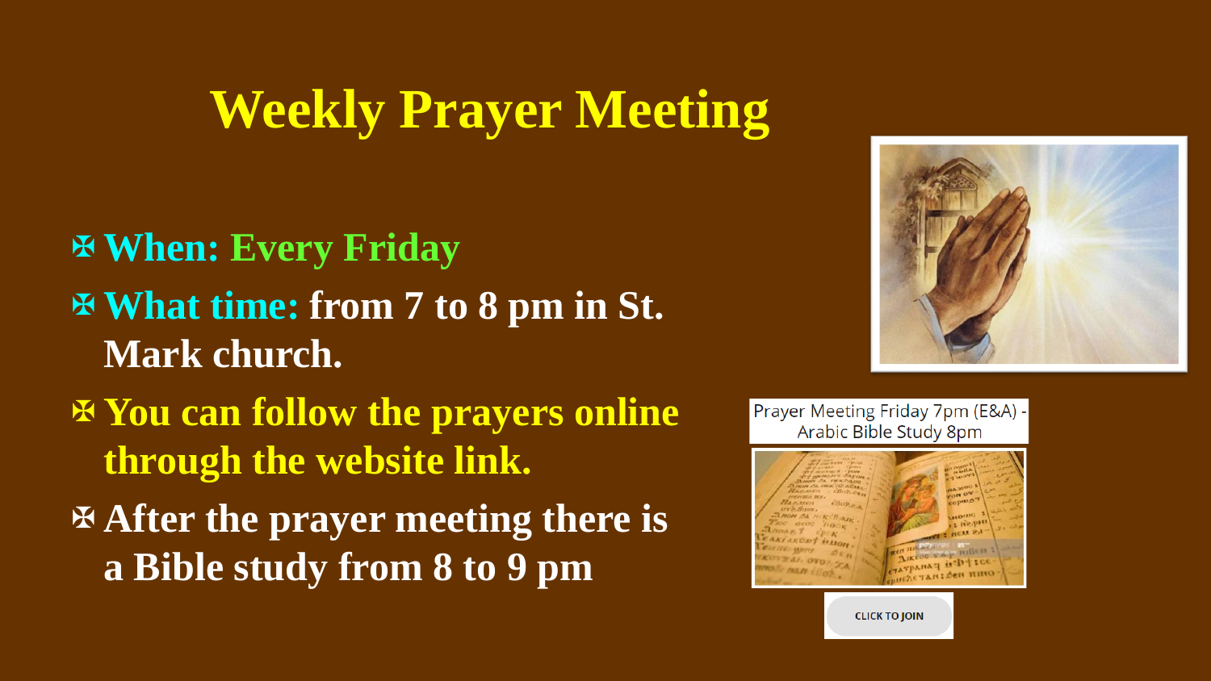# Weekly Prayer Meeting

- ✠ **When: Every Friday**
- ✠ **What time: from 7 to 8 pm in St. Mark church.**
- ✠ **You can follow the prayers online through the website link.**
- ✠ **After the prayer meeting there is a Bible study from 8 to 9 pm**

Prayer Meeting Friday 7pm (E&A) - Arabic Bible Study 8pm

CLICK TO JOIN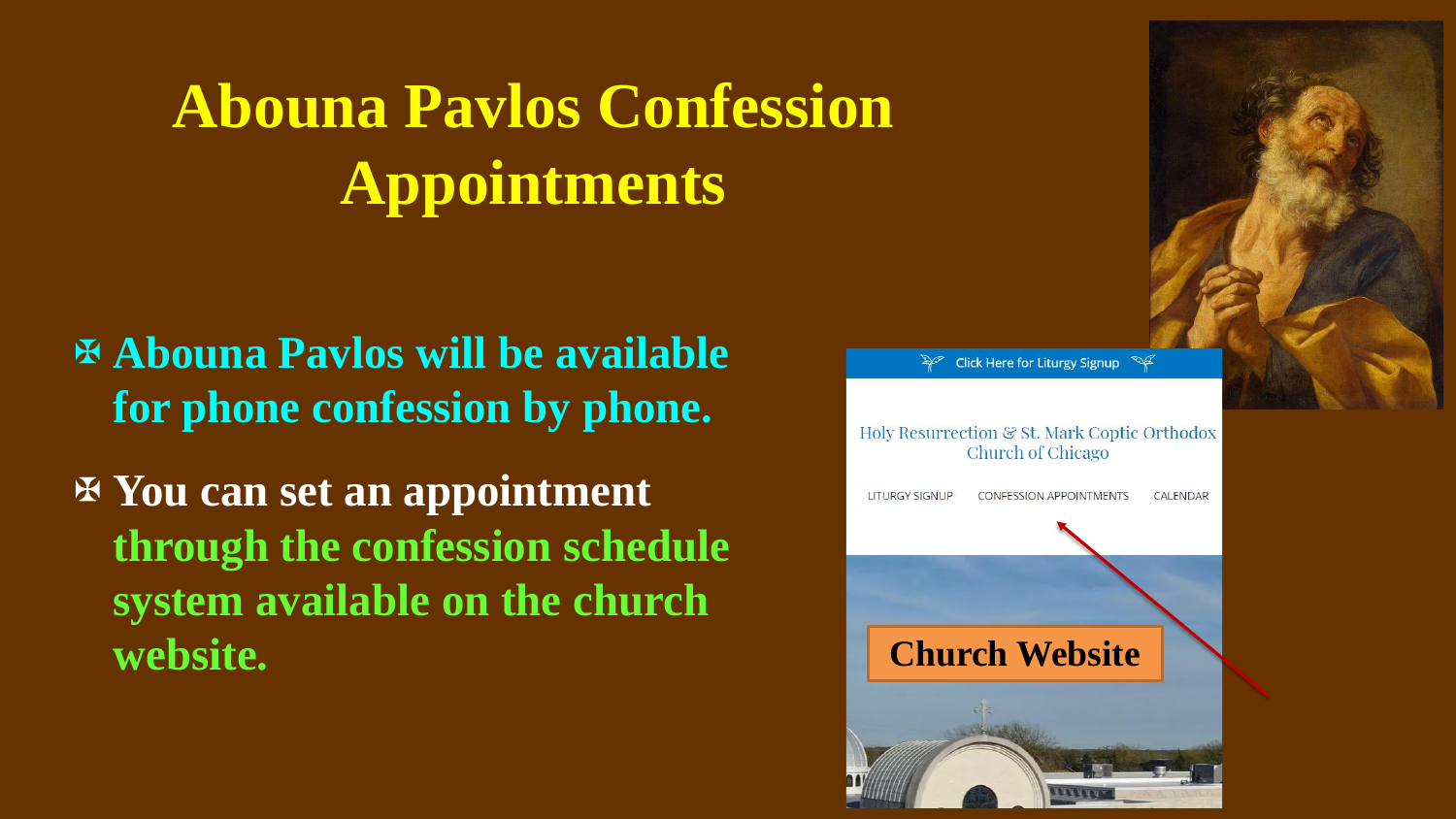# Abouna Pavlos Confession Appointments

- ✠ **Abouna Pavlos will be available for phone confession by phone.**
- ✠ **You can set an appointment through the confession schedule system available on the church website.**

Click Here for Liturgy Signup

Holy Resurrection & St. Mark Coptic Orthodox Church of Chicago

LITURGY SIGNUP　CONFESSION APPOINTMENTS　CALENDAR

**Church Website**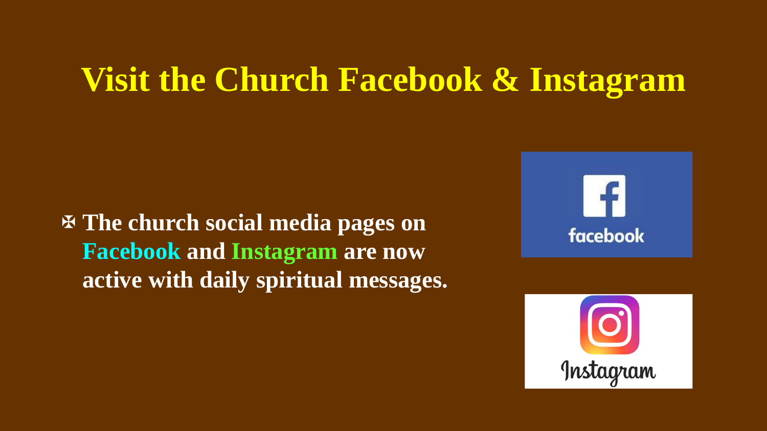# Visit the Church Facebook & Instagram

✠ **The church social media pages on Facebook and Instagram are now active with daily spiritual messages.**